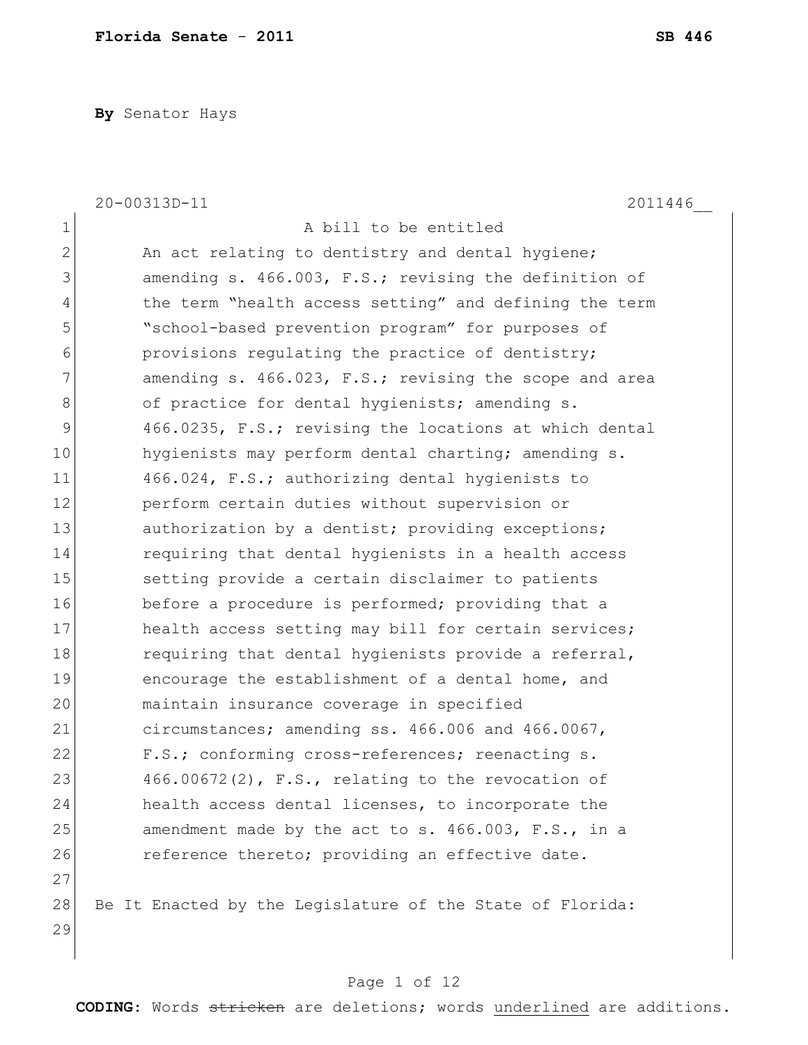**Florida Senate - 2011** **SB 446**

**By** Senator Hays

20-00313D-11 2011446__

A bill to be entitled

An act relating to dentistry and dental hygiene; amending s. 466.003, F.S.; revising the definition of the term "health access setting" and defining the term "school-based prevention program" for purposes of provisions regulating the practice of dentistry; amending s. 466.023, F.S.; revising the scope and area of practice for dental hygienists; amending s. 466.0235, F.S.; revising the locations at which dental hygienists may perform dental charting; amending s. 466.024, F.S.; authorizing dental hygienists to perform certain duties without supervision or authorization by a dentist; providing exceptions; requiring that dental hygienists in a health access setting provide a certain disclaimer to patients before a procedure is performed; providing that a health access setting may bill for certain services; requiring that dental hygienists provide a referral, encourage the establishment of a dental home, and maintain insurance coverage in specified circumstances; amending ss. 466.006 and 466.0067, F.S.; conforming cross-references; reenacting s. 466.00672(2), F.S., relating to the revocation of health access dental licenses, to incorporate the amendment made by the act to s. 466.003, F.S., in a reference thereto; providing an effective date.

Be It Enacted by the Legislature of the State of Florida:

**CODING:** Words ~~stricken~~ are deletions; words underlined are additions.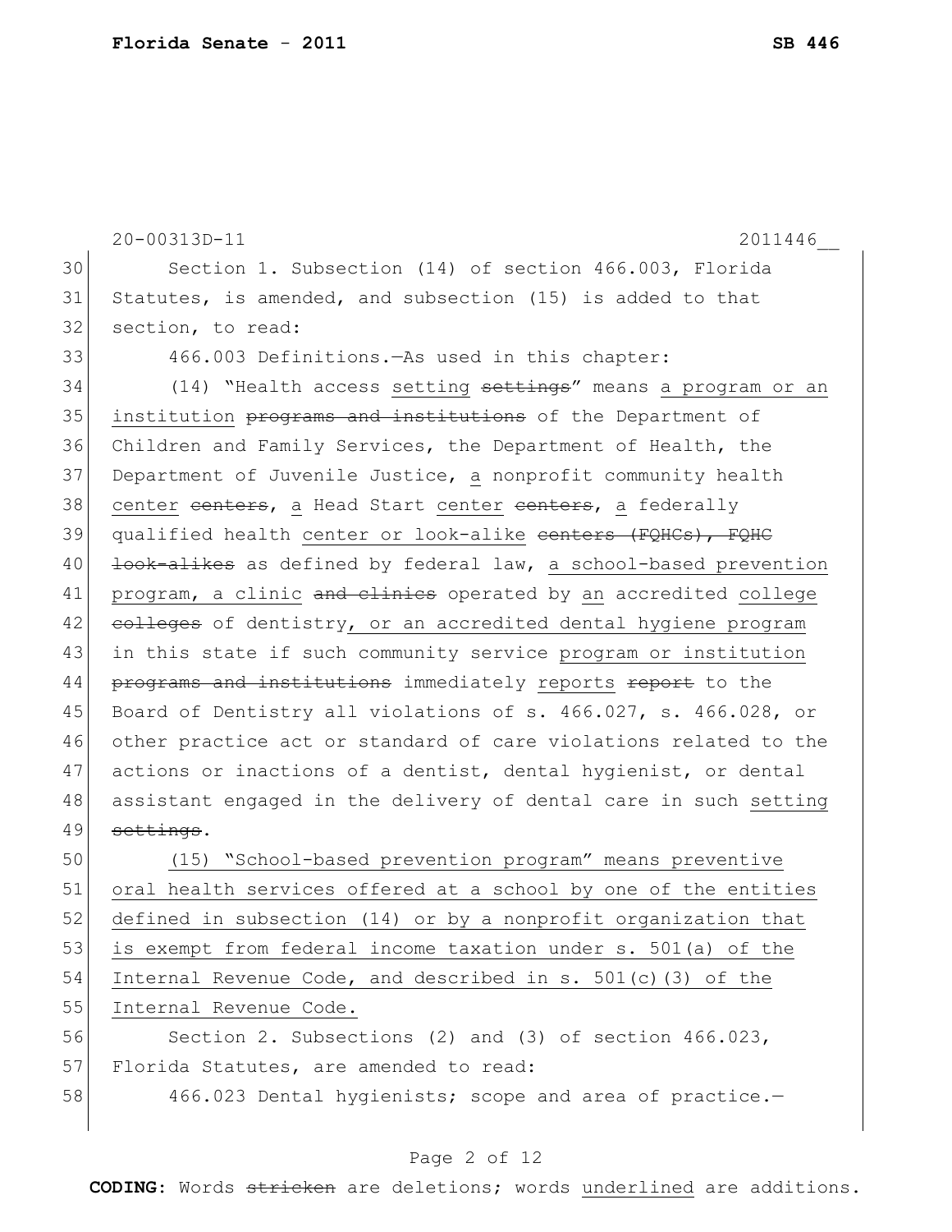Section 1. Subsection (14) of section 466.003, Florida Statutes, is amended, and subsection (15) is added to that section, to read:

466.003 Definitions.—As used in this chapter:

(14) "Health access <u>setting</u> ~~settings~~" means <u>a program or an institution</u> ~~programs and institutions~~ of the Department of Children and Family Services, the Department of Health, the Department of Juvenile Justice, <u>a</u> nonprofit community health <u>center</u> ~~centers~~, <u>a</u> Head Start <u>center</u> ~~centers~~, <u>a</u> federally qualified health <u>center or look-alike</u> ~~centers (FQHCs), FQHC look-alikes~~ as defined by federal law, <u>a school-based prevention program, a clinic</u> ~~and clinics~~ operated by <u>an</u> accredited <u>college</u> ~~colleges~~ of dentistry<u>, or an accredited dental hygiene program</u> in this state if such community service <u>program or institution</u> ~~programs and institutions~~ immediately <u>reports</u> ~~report~~ to the Board of Dentistry all violations of s. 466.027, s. 466.028, or other practice act or standard of care violations related to the actions or inactions of a dentist, dental hygienist, or dental assistant engaged in the delivery of dental care in such <u>setting</u> ~~settings~~.

<u>(15) "School-based prevention program" means preventive oral health services offered at a school by one of the entities defined in subsection (14) or by a nonprofit organization that is exempt from federal income taxation under s. 501(a) of the Internal Revenue Code, and described in s. 501(c)(3) of the Internal Revenue Code.</u>

Section 2. Subsections (2) and (3) of section 466.023, Florida Statutes, are amended to read:

466.023 Dental hygienists; scope and area of practice.—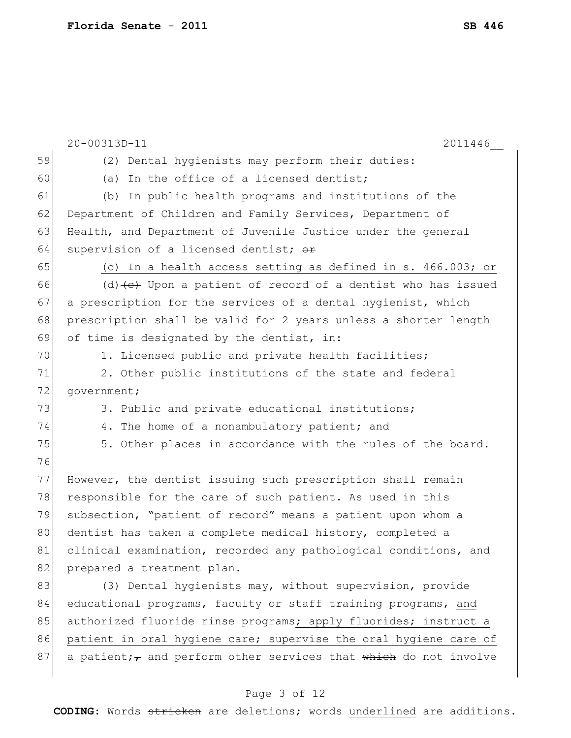20-00313D-11 2011446__

59 (2) Dental hygienists may perform their duties:

60 (a) In the office of a licensed dentist;

61 (b) In public health programs and institutions of the

62 Department of Children and Family Services, Department of

63 Health, and Department of Juvenile Justice under the general

64 supervision of a licensed dentist; ~~or~~

65 <u>(c) In a health access setting as defined in s. 466.003; or</u>

66 <u>(d)</u>~~(c)~~ Upon a patient of record of a dentist who has issued

67 a prescription for the services of a dental hygienist, which

68 prescription shall be valid for 2 years unless a shorter length

69 of time is designated by the dentist, in:

70 1. Licensed public and private health facilities;

71 2. Other public institutions of the state and federal

72 government;

73 3. Public and private educational institutions;

74 4. The home of a nonambulatory patient; and

75 5. Other places in accordance with the rules of the board.

76

77 However, the dentist issuing such prescription shall remain

78 responsible for the care of such patient. As used in this

79 subsection, "patient of record" means a patient upon whom a

80 dentist has taken a complete medical history, completed a

81 clinical examination, recorded any pathological conditions, and

82 prepared a treatment plan.

83 (3) Dental hygienists may, without supervision, provide

84 educational programs, faculty or staff training programs, <u>and</u>

85 authorized fluoride rinse programs<u>; apply fluorides; instruct a</u>

86 <u>patient in oral hygiene care; supervise the oral hygiene care of</u>

87 <u>a patient;</u>~~,~~ and <u>perform</u> other services <u>that</u> ~~which~~ do not involve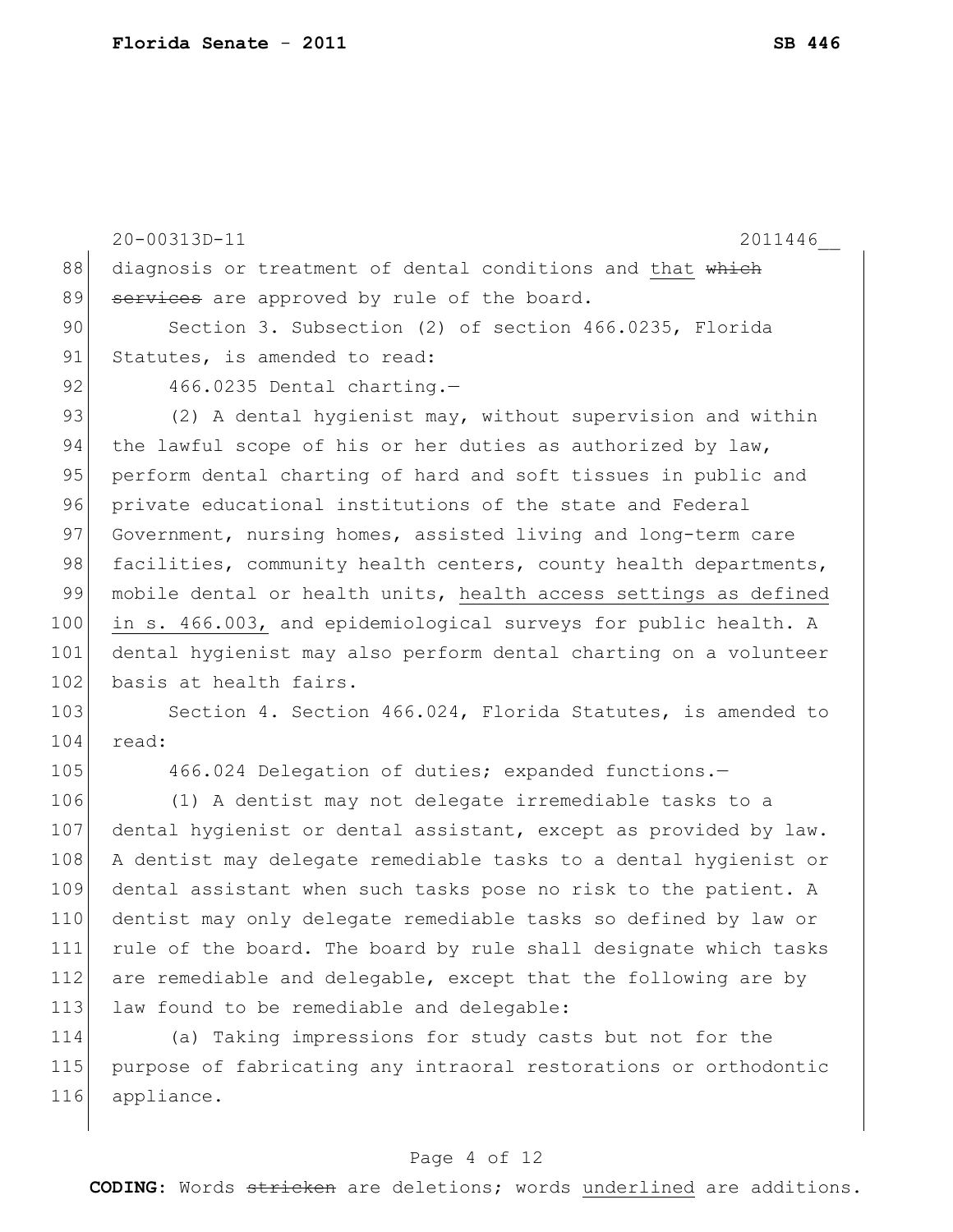diagnosis or treatment of dental conditions and that ~~which services~~ are approved by rule of the board.

Section 3. Subsection (2) of section 466.0235, Florida Statutes, is amended to read:

466.0235 Dental charting.—

(2) A dental hygienist may, without supervision and within the lawful scope of his or her duties as authorized by law, perform dental charting of hard and soft tissues in public and private educational institutions of the state and Federal Government, nursing homes, assisted living and long-term care facilities, community health centers, county health departments, mobile dental or health units, <u>health access settings as defined in s. 466.003,</u> and epidemiological surveys for public health. A dental hygienist may also perform dental charting on a volunteer basis at health fairs.

Section 4. Section 466.024, Florida Statutes, is amended to read:

466.024 Delegation of duties; expanded functions.—

(1) A dentist may not delegate irremediable tasks to a dental hygienist or dental assistant, except as provided by law. A dentist may delegate remediable tasks to a dental hygienist or dental assistant when such tasks pose no risk to the patient. A dentist may only delegate remediable tasks so defined by law or rule of the board. The board by rule shall designate which tasks are remediable and delegable, except that the following are by law found to be remediable and delegable:

(a) Taking impressions for study casts but not for the purpose of fabricating any intraoral restorations or orthodontic appliance.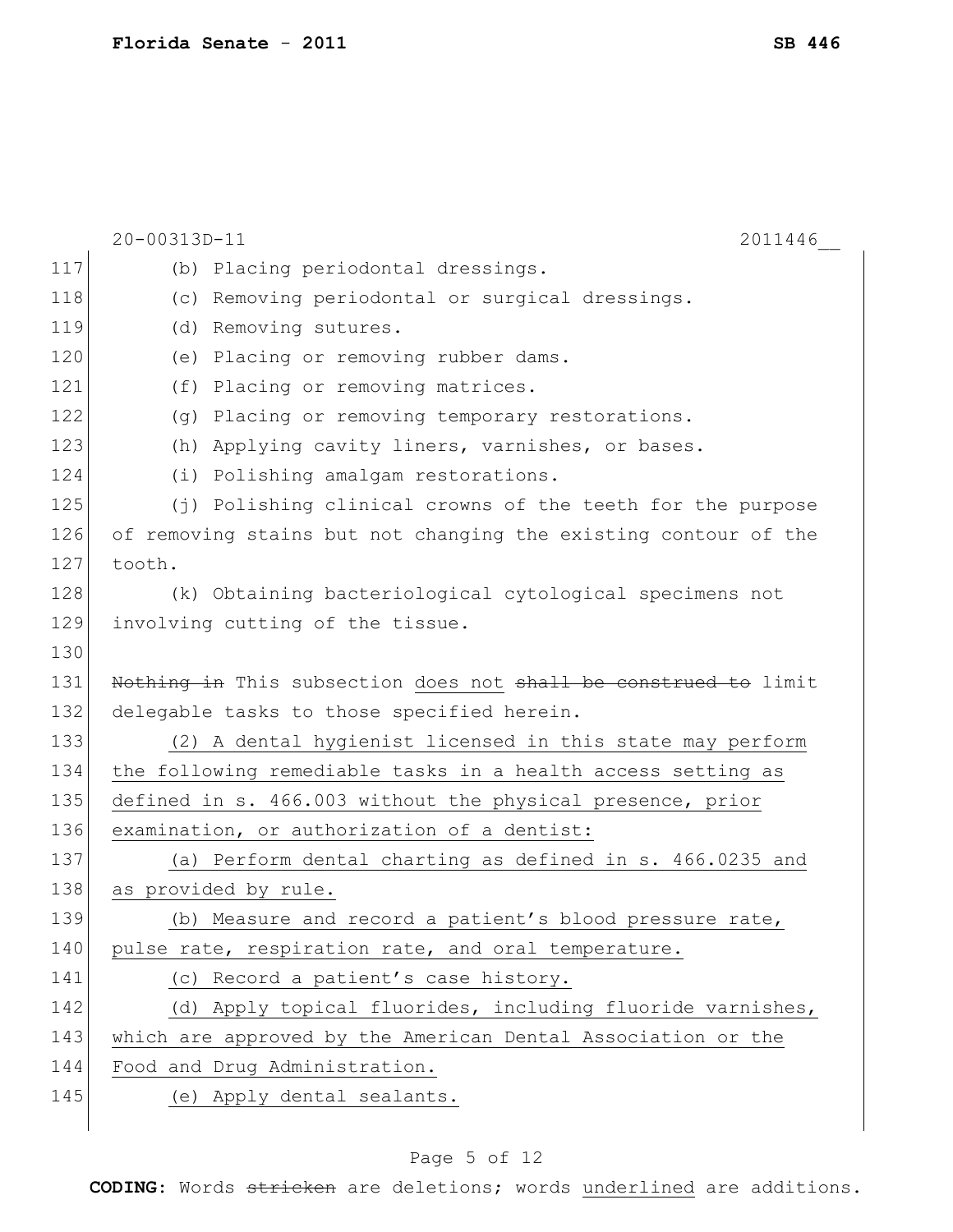(b) Placing periodontal dressings.

(c) Removing periodontal or surgical dressings.

(d) Removing sutures.

(e) Placing or removing rubber dams.

(f) Placing or removing matrices.

(g) Placing or removing temporary restorations.

(h) Applying cavity liners, varnishes, or bases.

(i) Polishing amalgam restorations.

(j) Polishing clinical crowns of the teeth for the purpose of removing stains but not changing the existing contour of the tooth.

(k) Obtaining bacteriological cytological specimens not involving cutting of the tissue.

~~Nothing in~~ This subsection <u>does not</u> ~~shall be construed to~~ limit delegable tasks to those specified herein.

<u>(2) A dental hygienist licensed in this state may perform the following remediable tasks in a health access setting as defined in s. 466.003 without the physical presence, prior examination, or authorization of a dentist:</u>

<u>(a) Perform dental charting as defined in s. 466.0235 and as provided by rule.</u>

<u>(b) Measure and record a patient's blood pressure rate, pulse rate, respiration rate, and oral temperature.</u>

<u>(c) Record a patient's case history.</u>

<u>(d) Apply topical fluorides, including fluoride varnishes, which are approved by the American Dental Association or the Food and Drug Administration.</u>

<u>(e) Apply dental sealants.</u>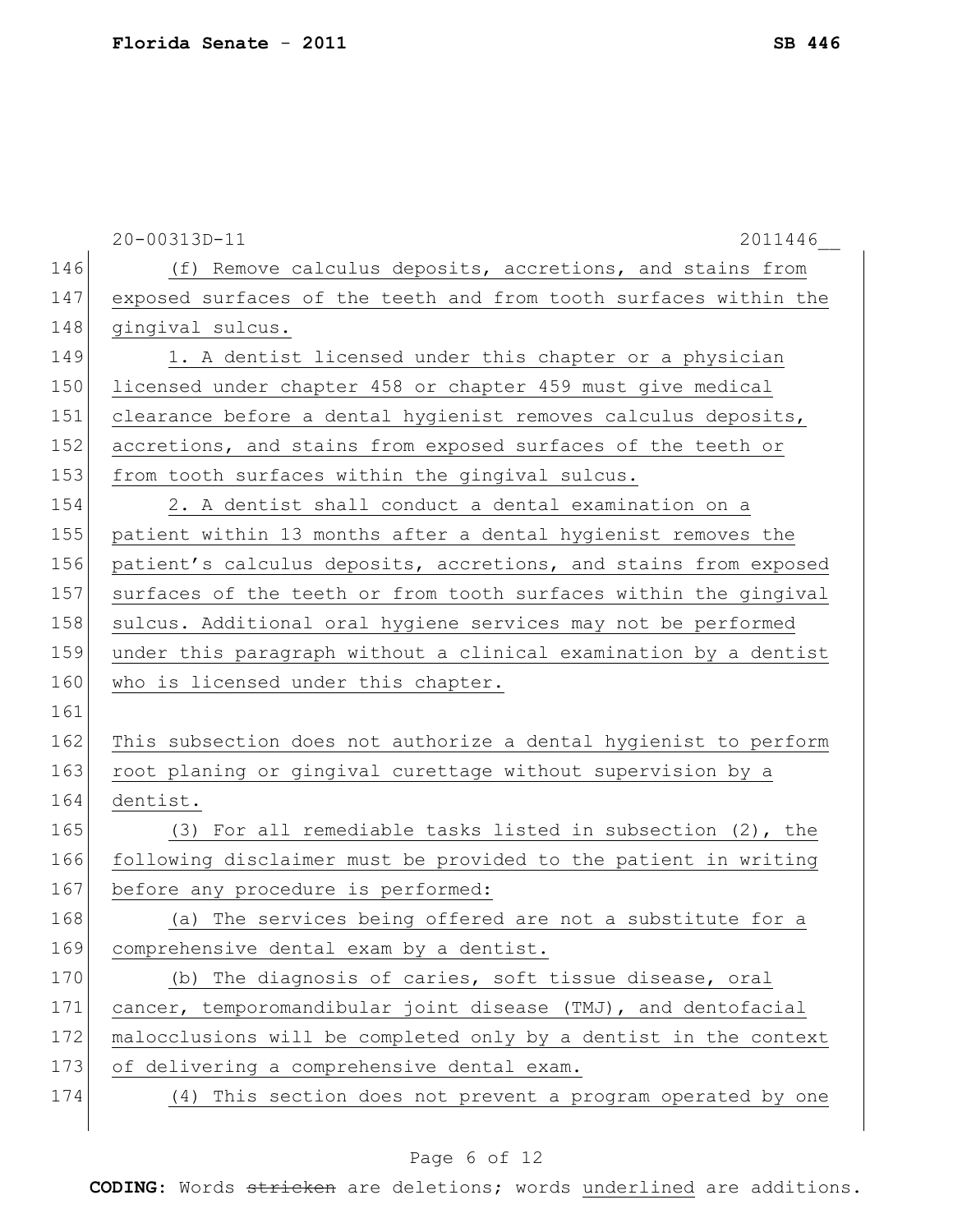(f) Remove calculus deposits, accretions, and stains from exposed surfaces of the teeth and from tooth surfaces within the gingival sulcus.

1. A dentist licensed under this chapter or a physician licensed under chapter 458 or chapter 459 must give medical clearance before a dental hygienist removes calculus deposits, accretions, and stains from exposed surfaces of the teeth or from tooth surfaces within the gingival sulcus.

2. A dentist shall conduct a dental examination on a patient within 13 months after a dental hygienist removes the patient's calculus deposits, accretions, and stains from exposed surfaces of the teeth or from tooth surfaces within the gingival sulcus. Additional oral hygiene services may not be performed under this paragraph without a clinical examination by a dentist who is licensed under this chapter.

This subsection does not authorize a dental hygienist to perform root planing or gingival curettage without supervision by a dentist.

(3) For all remediable tasks listed in subsection (2), the following disclaimer must be provided to the patient in writing before any procedure is performed:

(a) The services being offered are not a substitute for a comprehensive dental exam by a dentist.

(b) The diagnosis of caries, soft tissue disease, oral cancer, temporomandibular joint disease (TMJ), and dentofacial malocclusions will be completed only by a dentist in the context of delivering a comprehensive dental exam.

(4) This section does not prevent a program operated by one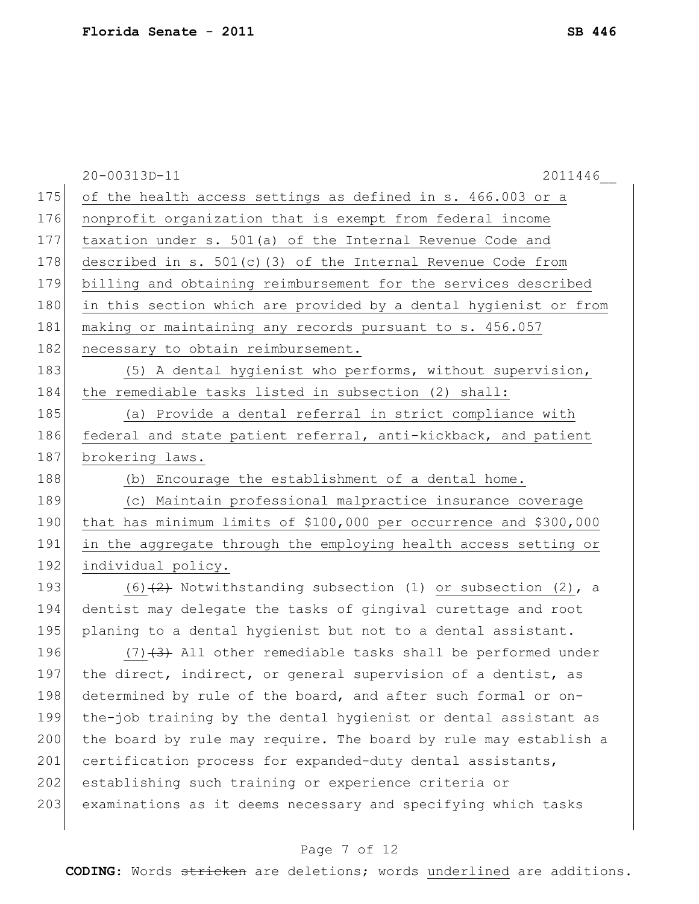of the health access settings as defined in s. 466.003 or a nonprofit organization that is exempt from federal income taxation under s. 501(a) of the Internal Revenue Code and described in s. 501(c)(3) of the Internal Revenue Code from billing and obtaining reimbursement for the services described in this section which are provided by a dental hygienist or from making or maintaining any records pursuant to s. 456.057 necessary to obtain reimbursement.

(5) A dental hygienist who performs, without supervision, the remediable tasks listed in subsection (2) shall:

(a) Provide a dental referral in strict compliance with federal and state patient referral, anti-kickback, and patient brokering laws.

(b) Encourage the establishment of a dental home.

(c) Maintain professional malpractice insurance coverage that has minimum limits of $100,000 per occurrence and $300,000 in the aggregate through the employing health access setting or individual policy.

(6)~~(2)~~ Notwithstanding subsection (1) or subsection (2), a dentist may delegate the tasks of gingival curettage and root planing to a dental hygienist but not to a dental assistant.

(7)~~(3)~~ All other remediable tasks shall be performed under the direct, indirect, or general supervision of a dentist, as determined by rule of the board, and after such formal or on-the-job training by the dental hygienist or dental assistant as the board by rule may require. The board by rule may establish a certification process for expanded-duty dental assistants, establishing such training or experience criteria or examinations as it deems necessary and specifying which tasks

**CODING:** Words ~~stricken~~ are deletions; words underlined are additions.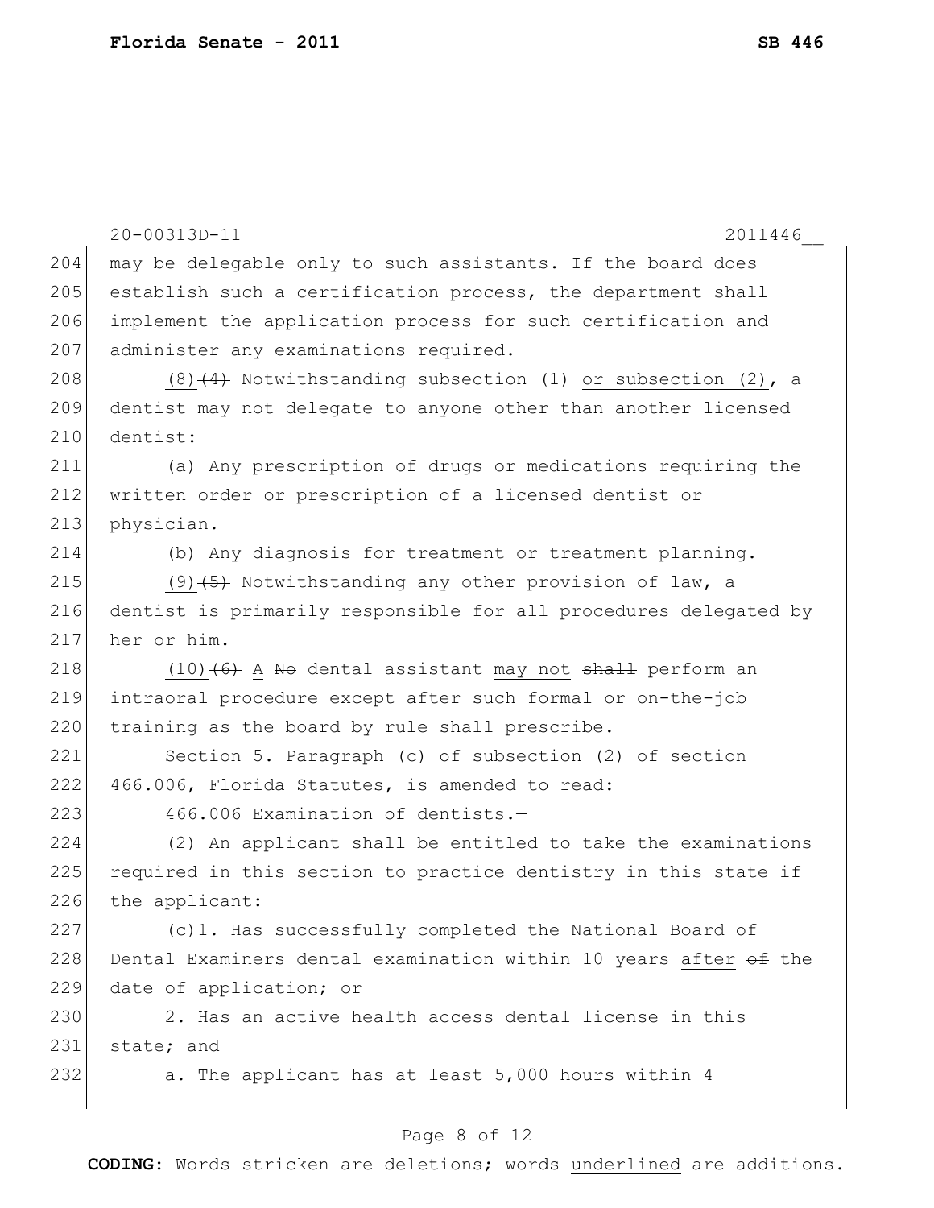may be delegable only to such assistants. If the board does establish such a certification process, the department shall implement the application process for such certification and administer any examinations required.

(8) ~~(4)~~ Notwithstanding subsection (1) or subsection (2), a dentist may not delegate to anyone other than another licensed dentist:

(a) Any prescription of drugs or medications requiring the written order or prescription of a licensed dentist or physician.

(b) Any diagnosis for treatment or treatment planning.

(9) ~~(5)~~ Notwithstanding any other provision of law, a dentist is primarily responsible for all procedures delegated by her or him.

(10) ~~(6)~~ A ~~No~~ dental assistant may not ~~shall~~ perform an intraoral procedure except after such formal or on-the-job training as the board by rule shall prescribe.

Section 5. Paragraph (c) of subsection (2) of section 466.006, Florida Statutes, is amended to read:

466.006 Examination of dentists.—

(2) An applicant shall be entitled to take the examinations required in this section to practice dentistry in this state if the applicant:

(c)1. Has successfully completed the National Board of Dental Examiners dental examination within 10 years after ~~of~~ the date of application; or

2. Has an active health access dental license in this state; and

a. The applicant has at least 5,000 hours within 4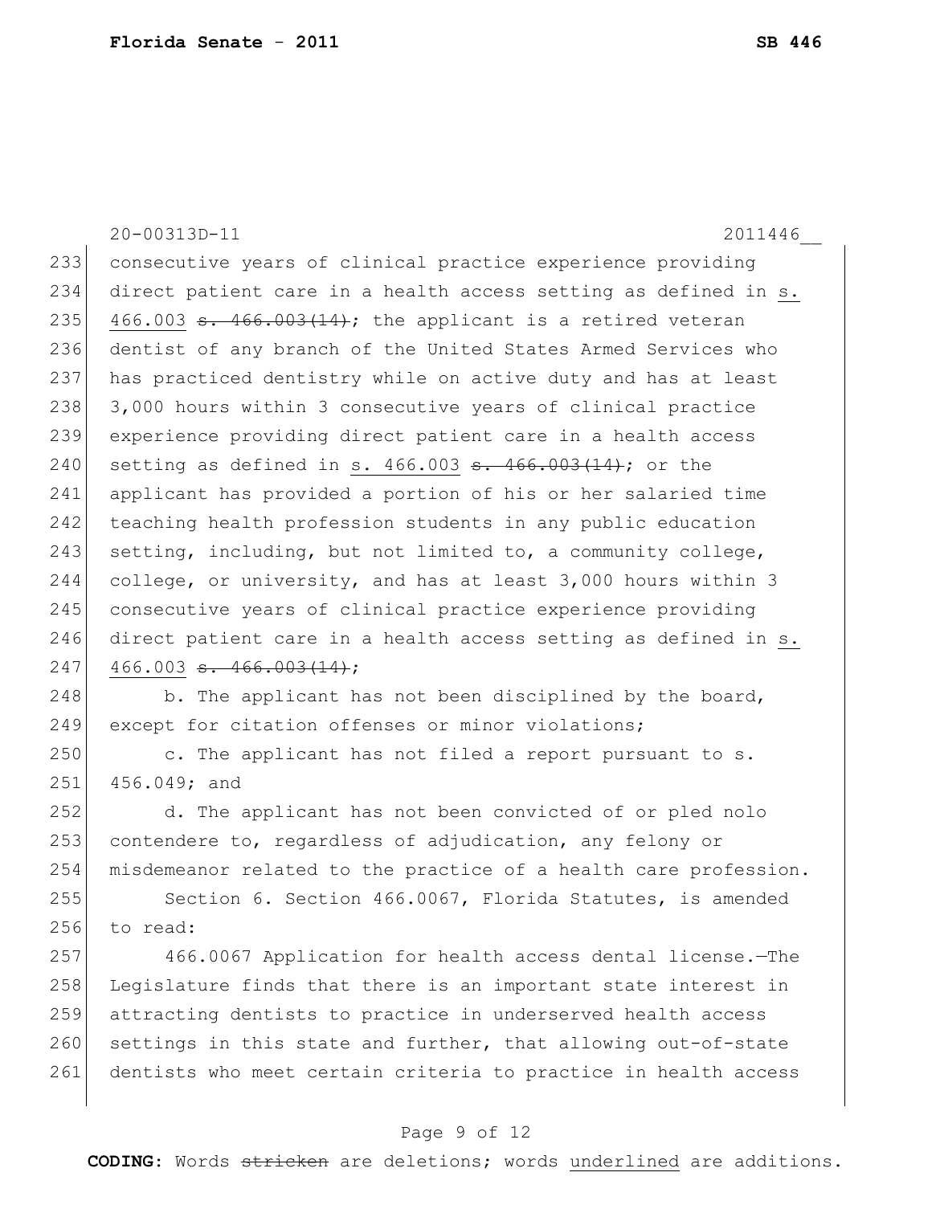consecutive years of clinical practice experience providing direct patient care in a health access setting as defined in <u>s. 466.003</u> ~~s. 466.003(14)~~; the applicant is a retired veteran dentist of any branch of the United States Armed Services who has practiced dentistry while on active duty and has at least 3,000 hours within 3 consecutive years of clinical practice experience providing direct patient care in a health access setting as defined in <u>s. 466.003</u> ~~s. 466.003(14)~~; or the applicant has provided a portion of his or her salaried time teaching health profession students in any public education setting, including, but not limited to, a community college, college, or university, and has at least 3,000 hours within 3 consecutive years of clinical practice experience providing direct patient care in a health access setting as defined in <u>s. 466.003</u> ~~s. 466.003(14)~~;

b. The applicant has not been disciplined by the board, except for citation offenses or minor violations;

c. The applicant has not filed a report pursuant to s. 456.049; and

d. The applicant has not been convicted of or pled nolo contendere to, regardless of adjudication, any felony or misdemeanor related to the practice of a health care profession.

Section 6. Section 466.0067, Florida Statutes, is amended to read:

466.0067 Application for health access dental license.—The Legislature finds that there is an important state interest in attracting dentists to practice in underserved health access settings in this state and further, that allowing out-of-state dentists who meet certain criteria to practice in health access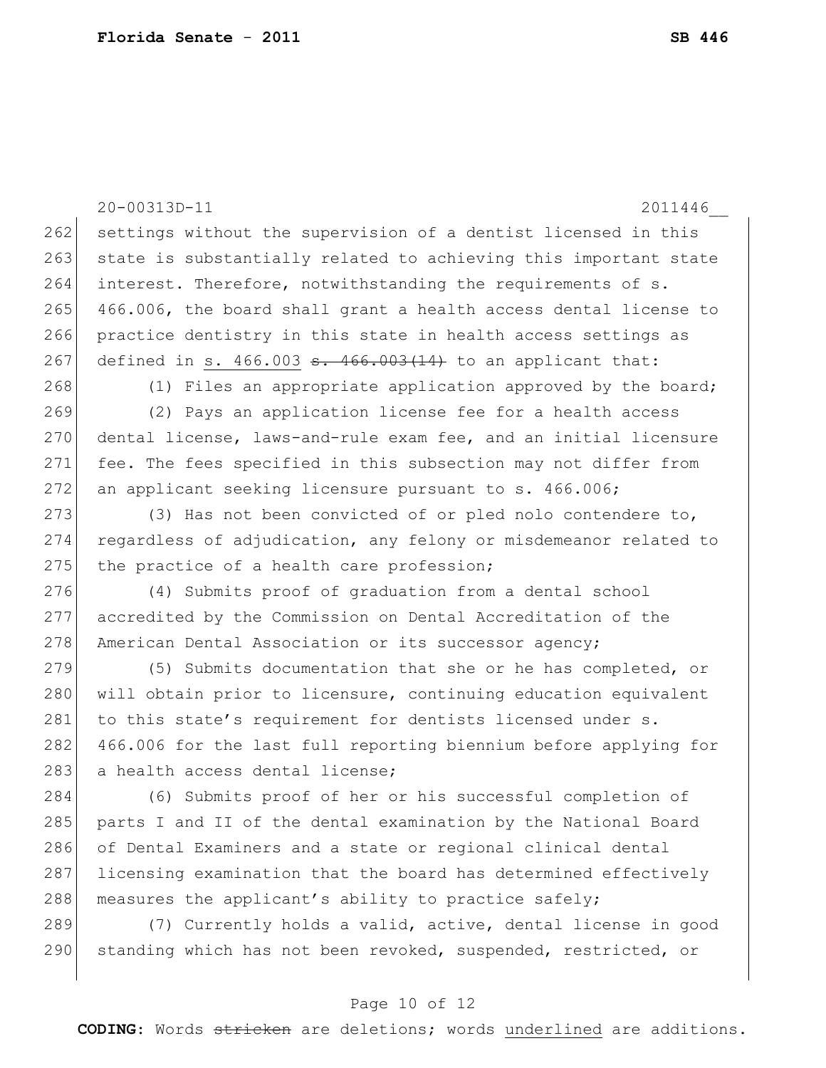settings without the supervision of a dentist licensed in this state is substantially related to achieving this important state interest. Therefore, notwithstanding the requirements of s. 466.006, the board shall grant a health access dental license to practice dentistry in this state in health access settings as defined in s. 466.003 ~~s. 466.003(14)~~ to an applicant that:

(1) Files an appropriate application approved by the board;

(2) Pays an application license fee for a health access dental license, laws-and-rule exam fee, and an initial licensure fee. The fees specified in this subsection may not differ from an applicant seeking licensure pursuant to s. 466.006;

(3) Has not been convicted of or pled nolo contendere to, regardless of adjudication, any felony or misdemeanor related to the practice of a health care profession;

(4) Submits proof of graduation from a dental school accredited by the Commission on Dental Accreditation of the American Dental Association or its successor agency;

(5) Submits documentation that she or he has completed, or will obtain prior to licensure, continuing education equivalent to this state's requirement for dentists licensed under s. 466.006 for the last full reporting biennium before applying for a health access dental license;

(6) Submits proof of her or his successful completion of parts I and II of the dental examination by the National Board of Dental Examiners and a state or regional clinical dental licensing examination that the board has determined effectively measures the applicant's ability to practice safely;

(7) Currently holds a valid, active, dental license in good standing which has not been revoked, suspended, restricted, or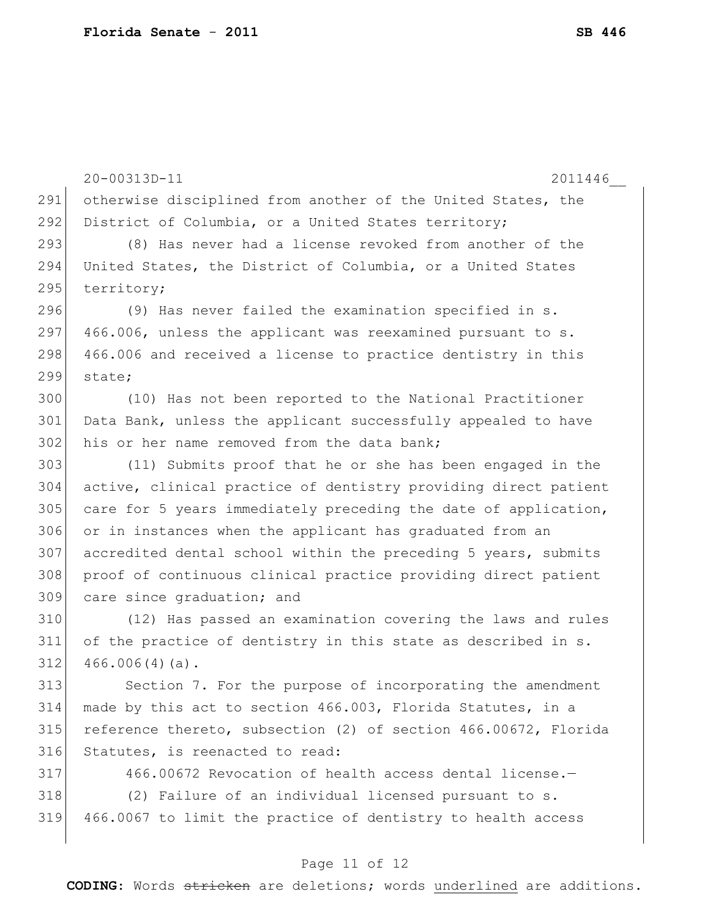otherwise disciplined from another of the United States, the District of Columbia, or a United States territory;

(8) Has never had a license revoked from another of the United States, the District of Columbia, or a United States territory;

(9) Has never failed the examination specified in s. 466.006, unless the applicant was reexamined pursuant to s. 466.006 and received a license to practice dentistry in this state;

(10) Has not been reported to the National Practitioner Data Bank, unless the applicant successfully appealed to have his or her name removed from the data bank;

(11) Submits proof that he or she has been engaged in the active, clinical practice of dentistry providing direct patient care for 5 years immediately preceding the date of application, or in instances when the applicant has graduated from an accredited dental school within the preceding 5 years, submits proof of continuous clinical practice providing direct patient care since graduation; and

(12) Has passed an examination covering the laws and rules of the practice of dentistry in this state as described in s. 466.006(4)(a).

Section 7. For the purpose of incorporating the amendment made by this act to section 466.003, Florida Statutes, in a reference thereto, subsection (2) of section 466.00672, Florida Statutes, is reenacted to read:

466.00672 Revocation of health access dental license.—

(2) Failure of an individual licensed pursuant to s. 466.0067 to limit the practice of dentistry to health access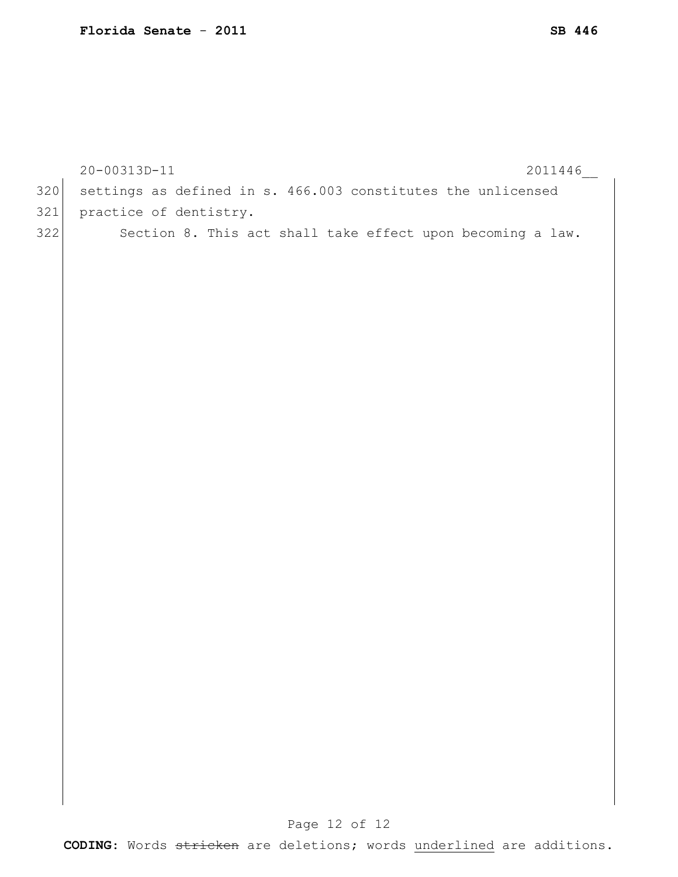settings as defined in s. 466.003 constitutes the unlicensed practice of dentistry.

Section 8. This act shall take effect upon becoming a law.